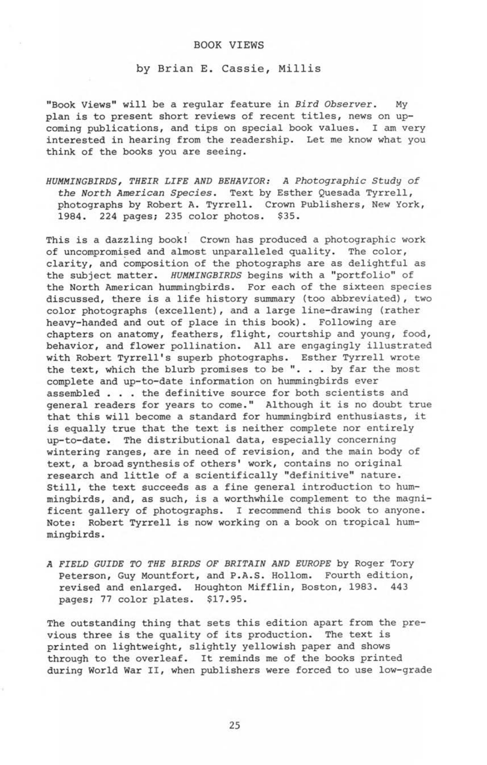# BOOK VIEWS

by Brian E. Cassie, Millis

"Book Views" will be a regular feature in *Bird Observer*. My plan is to present short reviews of recent titles, news on upcoming publications, and tips on special book values. I am very interested in hearing from the readership. Let me know what you think of the books you are seeing.

*HUMMINGBIRDS, THEIR LIFE AND BEHAVIOR: A Photographic Study of the North American Species*. Text by Esther Quesada Tyrrell, photographs by Robert A. Tyrrell. Crown Publishers, New York, 1984. 224 pages; 235 color photos. $35.

This is a dazzling book! Crown has produced a photographic work of uncompromised and almost unparalleled quality. The color, clarity, and composition of the photographs are as delightful as the subject matter. *HUMMINGBIRDS* begins with a "portfolio" of the North American hummingbirds. For each of the sixteen species discussed, there is a life history summary (too abbreviated), two color photographs (excellent), and a large line-drawing (rather heavy-handed and out of place in this book). Following are chapters on anatomy, feathers, flight, courtship and young, food, behavior, and flower pollination. All are engagingly illustrated with Robert Tyrrell's superb photographs. Esther Tyrrell wrote the text, which the blurb promises to be ". . . by far the most complete and up-to-date information on hummingbirds ever assembled . . . the definitive source for both scientists and general readers for years to come." Although it is no doubt true that this will become a standard for hummingbird enthusiasts, it is equally true that the text is neither complete nor entirely up-to-date. The distributional data, especially concerning wintering ranges, are in need of revision, and the main body of text, a broad synthesis of others' work, contains no original research and little of a scientifically "definitive" nature. Still, the text succeeds as a fine general introduction to hummingbirds, and, as such, is a worthwhile complement to the magnificent gallery of photographs. I recommend this book to anyone. Note: Robert Tyrrell is now working on a book on tropical hummingbirds.

*A FIELD GUIDE TO THE BIRDS OF BRITAIN AND EUROPE* by Roger Tory Peterson, Guy Mountfort, and P.A.S. Hollom. Fourth edition, revised and enlarged. Houghton Mifflin, Boston, 1983. 443 pages; 77 color plates. $17.95.

The outstanding thing that sets this edition apart from the previous three is the quality of its production. The text is printed on lightweight, slightly yellowish paper and shows through to the overleaf. It reminds me of the books printed during World War II, when publishers were forced to use low-grade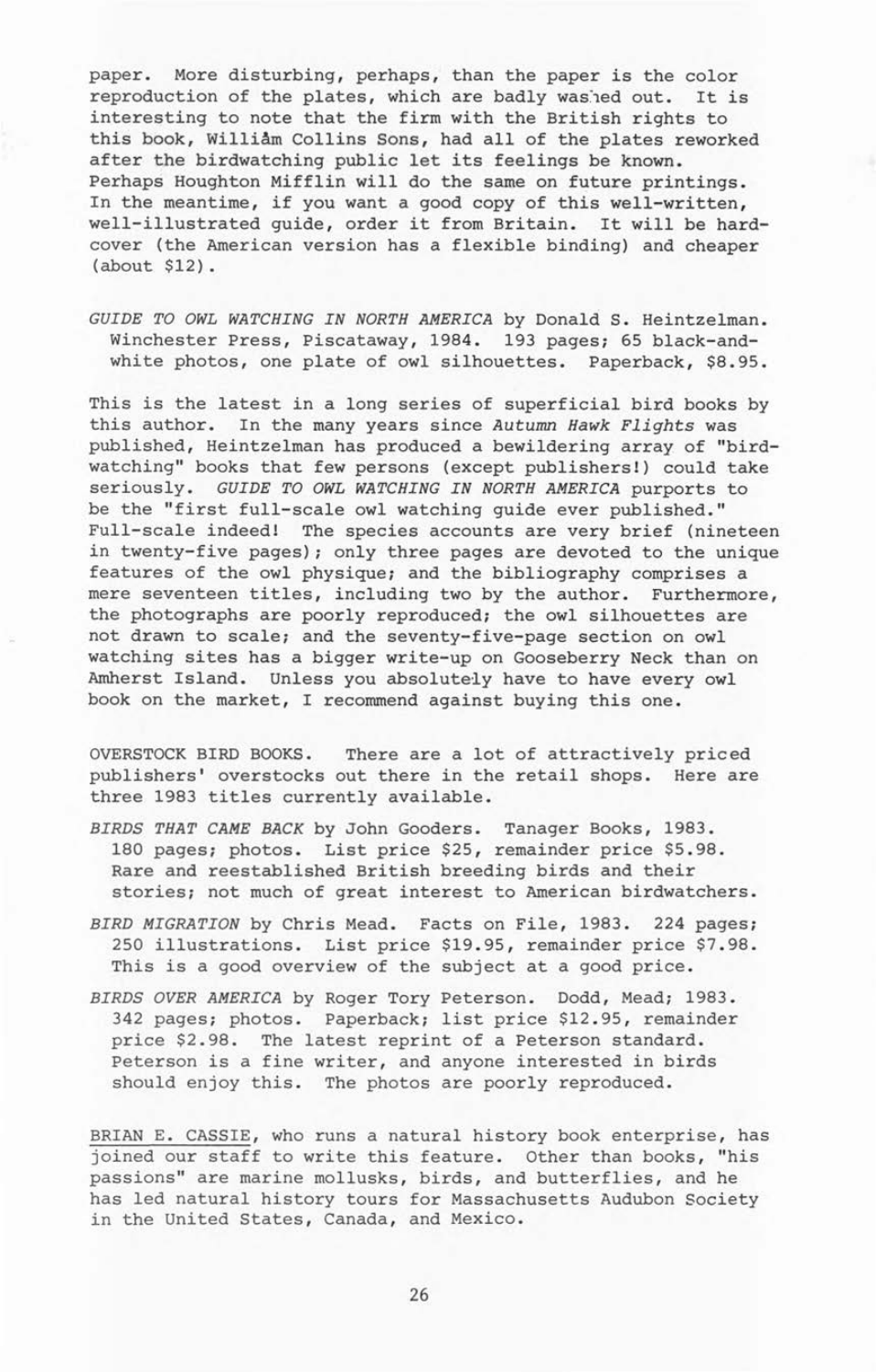paper. More disturbing, perhaps, than the paper is the color reproduction of the plates, which are badly washed out. It is interesting to note that the firm with the British rights to this book, William Collins Sons, had all of the plates reworked after the birdwatching public let its feelings be known. Perhaps Houghton Mifflin will do the same on future printings. In the meantime, if you want a good copy of this well-written, well-illustrated guide, order it from Britain. It will be hard-cover (the American version has a flexible binding) and cheaper (about $12).

*GUIDE TO OWL WATCHING IN NORTH AMERICA* by Donald S. Heintzelman. Winchester Press, Piscataway, 1984. 193 pages; 65 black-and-white photos, one plate of owl silhouettes. Paperback, $8.95.

This is the latest in a long series of superficial bird books by this author. In the many years since *Autumn Hawk Flights* was published, Heintzelman has produced a bewildering array of "bird-watching" books that few persons (except publishers!) could take seriously. *GUIDE TO OWL WATCHING IN NORTH AMERICA* purports to be the "first full-scale owl watching guide ever published." Full-scale indeed! The species accounts are very brief (nineteen in twenty-five pages); only three pages are devoted to the unique features of the owl physique; and the bibliography comprises a mere seventeen titles, including two by the author. Furthermore, the photographs are poorly reproduced; the owl silhouettes are not drawn to scale; and the seventy-five-page section on owl watching sites has a bigger write-up on Gooseberry Neck than on Amherst Island. Unless you absolutely have to have every owl book on the market, I recommend against buying this one.

OVERSTOCK BIRD BOOKS. There are a lot of attractively priced publishers' overstocks out there in the retail shops. Here are three 1983 titles currently available.

*BIRDS THAT CAME BACK* by John Gooders. Tanager Books, 1983. 180 pages; photos. List price $25, remainder price $5.98. Rare and reestablished British breeding birds and their stories; not much of great interest to American birdwatchers.

*BIRD MIGRATION* by Chris Mead. Facts on File, 1983. 224 pages; 250 illustrations. List price $19.95, remainder price $7.98. This is a good overview of the subject at a good price.

*BIRDS OVER AMERICA* by Roger Tory Peterson. Dodd, Mead; 1983. 342 pages; photos. Paperback; list price $12.95, remainder price $2.98. The latest reprint of a Peterson standard. Peterson is a fine writer, and anyone interested in birds should enjoy this. The photos are poorly reproduced.

<u>BRIAN E. CASSIE</u>, who runs a natural history book enterprise, has joined our staff to write this feature. Other than books, "his passions" are marine mollusks, birds, and butterflies, and he has led natural history tours for Massachusetts Audubon Society in the United States, Canada, and Mexico.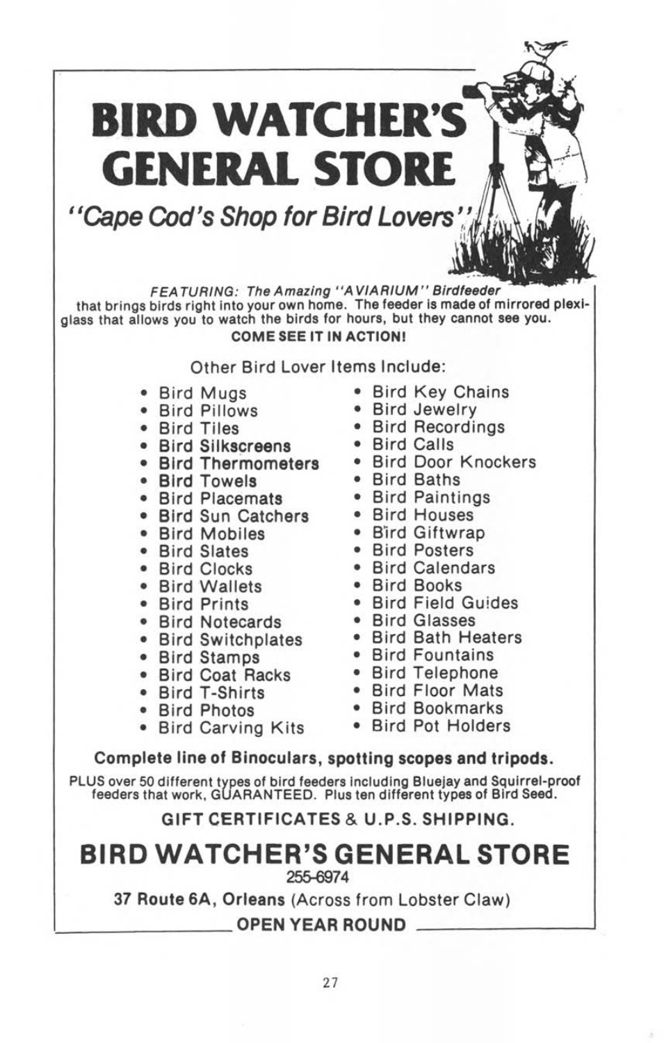# BIRD WATCHER'S GENERAL STORE

*"Cape Cod's Shop for Bird Lovers"*

*FEATURING: The Amazing "AVIARIUM" Birdfeeder* that brings birds right into your own home. The feeder is made of mirrored plexiglass that allows you to watch the birds for hours, but they cannot see you.

**COME SEE IT IN ACTION!**

Other Bird Lover Items Include:

- Bird Mugs
- Bird Pillows
- Bird Tiles
- Bird Silkscreens
- Bird Thermometers
- Bird Towels
- Bird Placemats
- Bird Sun Catchers
- Bird Mobiles
- Bird Slates
- Bird Clocks
- Bird Wallets
- Bird Prints
- Bird Notecards
- Bird Switchplates
- Bird Stamps
- Bird Coat Racks
- Bird T-Shirts
- Bird Photos
- Bird Carving Kits
- Bird Key Chains
- Bird Jewelry
- Bird Recordings
- Bird Calls
- Bird Door Knockers
- Bird Baths
- Bird Paintings
- Bird Houses
- Bird Giftwrap
- Bird Posters
- Bird Calendars
- Bird Books
- Bird Field Guides
- Bird Glasses
- Bird Bath Heaters
- Bird Fountains
- Bird Telephone
- Bird Floor Mats
- Bird Bookmarks
- Bird Pot Holders

**Complete line of Binoculars, spotting scopes and tripods.**

PLUS over 50 different types of bird feeders including Bluejay and Squirrel-proof feeders that work, GUARANTEED. Plus ten different types of Bird Seed.

**GIFT CERTIFICATES & U.P.S. SHIPPING.**

## BIRD WATCHER'S GENERAL STORE

255-6974

**37 Route 6A, Orleans** (Across from Lobster Claw)

**OPEN YEAR ROUND**